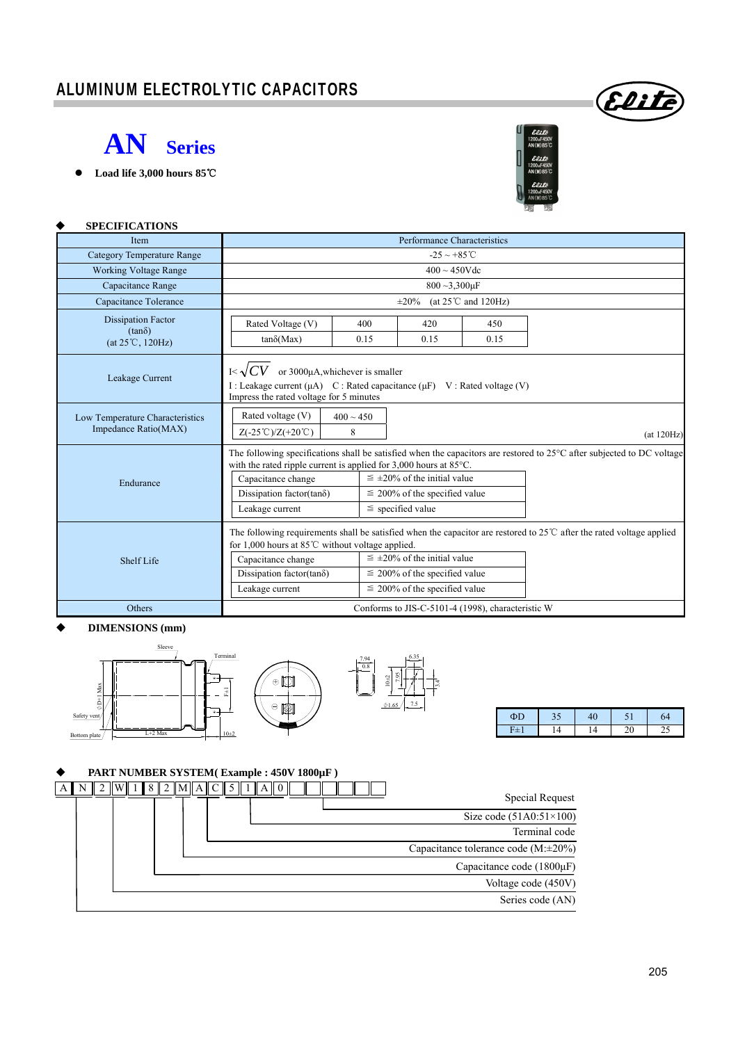# ALUMINUM ELECTROLYTIC CAPACITORS

# AN Series

- **Load life 3,000 hours 85℃**

## ◆ SPECIFICATIONS

| Item | Performance Characteristics |
|---|---|
| Category Temperature Range | -25 ~ +85℃ |
| Working Voltage Range | 400 ~ 450Vdc |
| Capacitance Range | 800 ~3,300μF |
| Capacitance Tolerance | ±20% (at 25℃ and 120Hz) |
| Dissipation Factor (tanδ) (at 25℃, 120Hz) | Rated Voltage (V): 400 / 420 / 450; tanδ(Max): 0.15 / 0.15 / 0.15 |
| Leakage Current | I< $\sqrt{CV}$ or 3000μA,whichever is smaller<br>I : Leakage current (μA) C : Rated capacitance (μF) V : Rated voltage (V)<br>Impress the rated voltage for 5 minutes |
| Low Temperature Characteristics Impedance Ratio(MAX) | Rated voltage (V): 400 ~ 450; Z(-25℃)/Z(+20℃): 8 (at 120Hz) |
| Endurance | The following specifications shall be satisfied when the capacitors are restored to 25°C after subjected to DC voltage with the rated ripple current is applied for 3,000 hours at 85°C.<br>Capacitance change: ≦ ±20% of the initial value<br>Dissipation factor(tanδ): ≦ 200% of the specified value<br>Leakage current: ≦ specified value |
| Shelf Life | The following requirements shall be satisfied when the capacitor are restored to 25℃ after the rated voltage applied for 1,000 hours at 85℃ without voltage applied.<br>Capacitance change: ≦ ±20% of the initial value<br>Dissipation factor(tanδ): ≦ 200% of the specified value<br>Leakage current: ≦ 200% of the specified value |
| Others | Conforms to JIS-C-5101-4 (1998), characteristic W |

## ◆ DIMENSIONS (mm)

Sleeve, Terminal, Safety vent, Bottom plate, ΦD+1 Max, L+2 Max, F±1, 10±2, 7.94, 0.8, 6.35, 10±2, 7.95, 3.4, Φ1.65, 7.5

| ΦD | 35 | 40 | 51 | 64 |
|---|---|---|---|---|
| F±1 | 14 | 14 | 20 | 25 |

## ◆ PART NUMBER SYSTEM( Example : 450V 1800μF )

A N 2 W 1 8 2 M A C 5 1 A 0 _ _ _ _ _ _

- A N: Series code (AN)
- 2 W: Voltage code (450V)
- 1 8 2: Capacitance code (1800μF)
- M: Capacitance tolerance code (M:±20%)
- A C: Terminal code
- 5 1 A 0: Size code (51A0:51×100)
- _ _ _ _ _ _: Special Request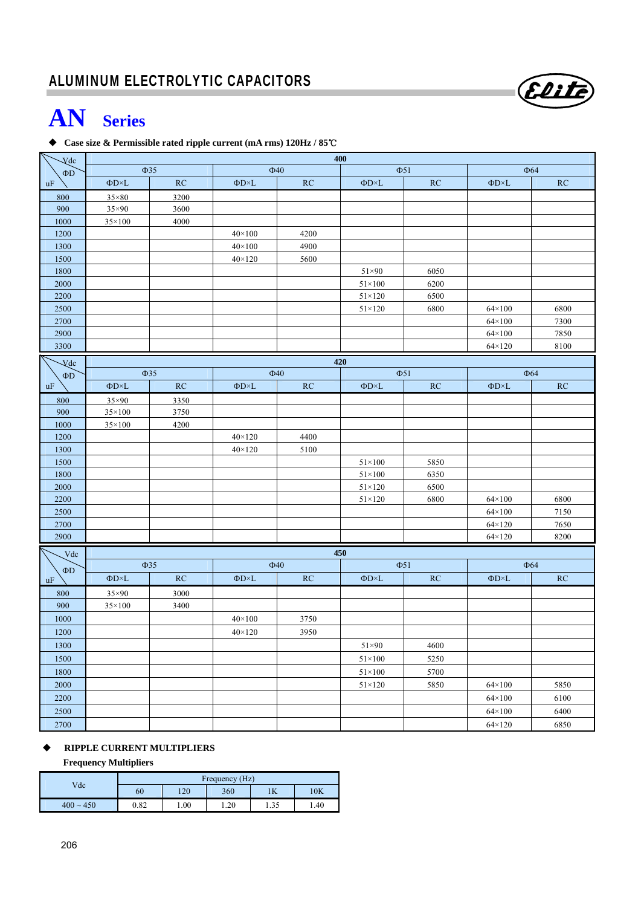# ALUMINUM ELECTROLYTIC CAPACITORS

# AN Series

◆ **Case size & Permissible rated ripple current (mA rms) 120Hz / 85℃**

| Vdc / ΦD / uF | 400 | | | | | | | |
|---|---|---|---|---|---|---|---|---|
| | Φ35 | | Φ40 | | Φ51 | | Φ64 | |
| | ΦD×L | RC | ΦD×L | RC | ΦD×L | RC | ΦD×L | RC |
| 800 | 35×80 | 3200 | | | | | | |
| 900 | 35×90 | 3600 | | | | | | |
| 1000 | 35×100 | 4000 | | | | | | |
| 1200 | | | 40×100 | 4200 | | | | |
| 1300 | | | 40×100 | 4900 | | | | |
| 1500 | | | 40×120 | 5600 | | | | |
| 1800 | | | | | 51×90 | 6050 | | |
| 2000 | | | | | 51×100 | 6200 | | |
| 2200 | | | | | 51×120 | 6500 | | |
| 2500 | | | | | 51×120 | 6800 | 64×100 | 6800 |
| 2700 | | | | | | | 64×100 | 7300 |
| 2900 | | | | | | | 64×100 | 7850 |
| 3300 | | | | | | | 64×120 | 8100 |

| Vdc / ΦD / uF | 420 | | | | | | | |
|---|---|---|---|---|---|---|---|---|
| | Φ35 | | Φ40 | | Φ51 | | Φ64 | |
| | ΦD×L | RC | ΦD×L | RC | ΦD×L | RC | ΦD×L | RC |
| 800 | 35×90 | 3350 | | | | | | |
| 900 | 35×100 | 3750 | | | | | | |
| 1000 | 35×100 | 4200 | | | | | | |
| 1200 | | | 40×120 | 4400 | | | | |
| 1300 | | | 40×120 | 5100 | | | | |
| 1500 | | | | | 51×100 | 5850 | | |
| 1800 | | | | | 51×100 | 6350 | | |
| 2000 | | | | | 51×120 | 6500 | | |
| 2200 | | | | | 51×120 | 6800 | 64×100 | 6800 |
| 2500 | | | | | | | 64×100 | 7150 |
| 2700 | | | | | | | 64×120 | 7650 |
| 2900 | | | | | | | 64×120 | 8200 |

| Vdc / ΦD / uF | 450 | | | | | | | |
|---|---|---|---|---|---|---|---|---|
| | Φ35 | | Φ40 | | Φ51 | | Φ64 | |
| | ΦD×L | RC | ΦD×L | RC | ΦD×L | RC | ΦD×L | RC |
| 800 | 35×90 | 3000 | | | | | | |
| 900 | 35×100 | 3400 | | | | | | |
| 1000 | | | 40×100 | 3750 | | | | |
| 1200 | | | 40×120 | 3950 | | | | |
| 1300 | | | | | 51×90 | 4600 | | |
| 1500 | | | | | 51×100 | 5250 | | |
| 1800 | | | | | 51×100 | 5700 | | |
| 2000 | | | | | 51×120 | 5850 | 64×100 | 5850 |
| 2200 | | | | | | | 64×100 | 6100 |
| 2500 | | | | | | | 64×100 | 6400 |
| 2700 | | | | | | | 64×120 | 6850 |

◆ **RIPPLE CURRENT MULTIPLIERS**

**Frequency Multipliers**

| Vdc | Frequency (Hz) | | | | |
|---|---|---|---|---|---|
| | 60 | 120 | 360 | 1K | 10K |
| 400 ~ 450 | 0.82 | 1.00 | 1.20 | 1.35 | 1.40 |